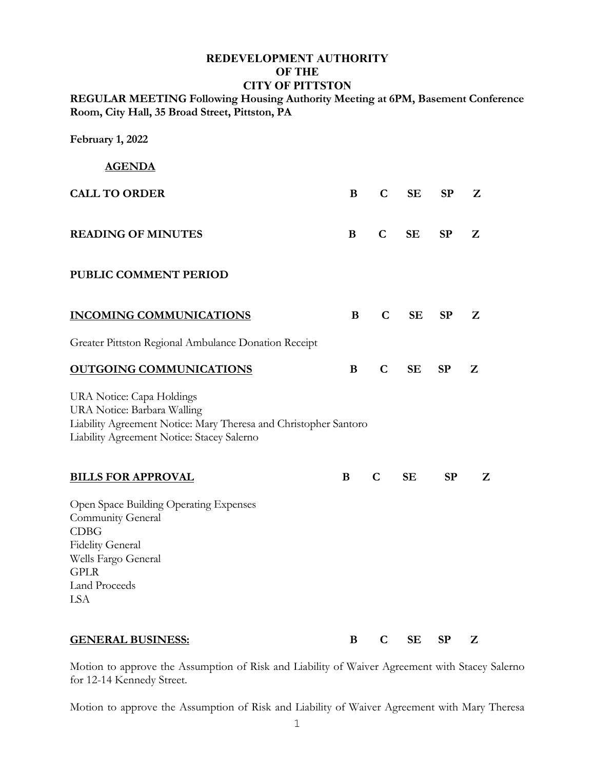**REDEVELOPMENT AUTHORITY**
**OF THE**
**CITY OF PITTSTON**

**REGULAR MEETING Following Housing Authority Meeting at 6PM, Basement Conference Room, City Hall, 35 Broad Street, Pittston, PA**

**February 1, 2022**

**AGENDA**

**CALL TO ORDER** **B C SE SP Z**

**READING OF MINUTES** **B C SE SP Z**

**PUBLIC COMMENT PERIOD**

**INCOMING COMMUNICATIONS** **B C SE SP Z**

Greater Pittston Regional Ambulance Donation Receipt

**OUTGOING COMMUNICATIONS** **B C SE SP Z**

URA Notice: Capa Holdings
URA Notice: Barbara Walling
Liability Agreement Notice: Mary Theresa and Christopher Santoro
Liability Agreement Notice: Stacey Salerno

**BILLS FOR APPROVAL** **B C SE SP Z**

Open Space Building Operating Expenses
Community General
CDBG
Fidelity General
Wells Fargo General
GPLR
Land Proceeds
LSA

**GENERAL BUSINESS:** **B C SE SP Z**

Motion to approve the Assumption of Risk and Liability of Waiver Agreement with Stacey Salerno for 12-14 Kennedy Street.

Motion to approve the Assumption of Risk and Liability of Waiver Agreement with Mary Theresa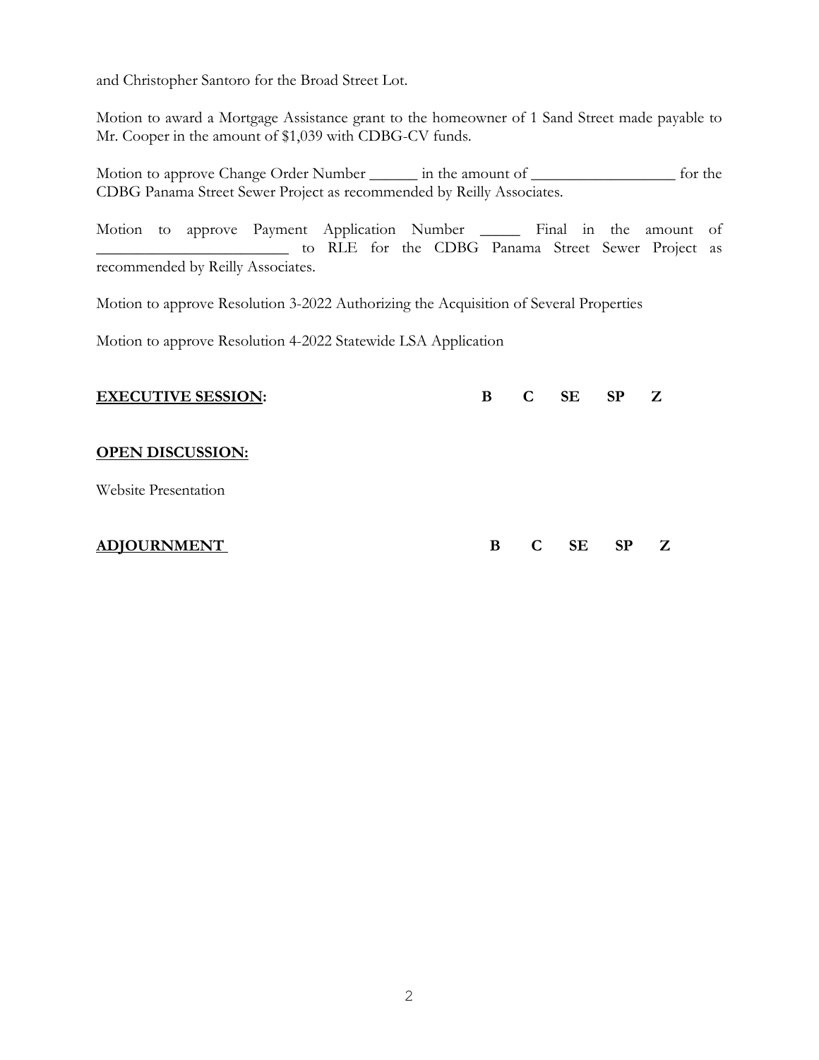and Christopher Santoro for the Broad Street Lot.

Motion to award a Mortgage Assistance grant to the homeowner of 1 Sand Street made payable to Mr. Cooper in the amount of $1,039 with CDBG-CV funds.

Motion to approve Change Order Number ______ in the amount of __________________ for the CDBG Panama Street Sewer Project as recommended by Reilly Associates.

Motion to approve Payment Application Number _____ Final in the amount of ________________________ to RLE for the CDBG Panama Street Sewer Project as recommended by Reilly Associates.

Motion to approve Resolution 3-2022 Authorizing the Acquisition of Several Properties

Motion to approve Resolution 4-2022 Statewide LSA Application

**EXECUTIVE SESSION:** **B C SE SP Z**

**OPEN DISCUSSION:**

Website Presentation

**ADJOURNMENT** **B C SE SP Z**